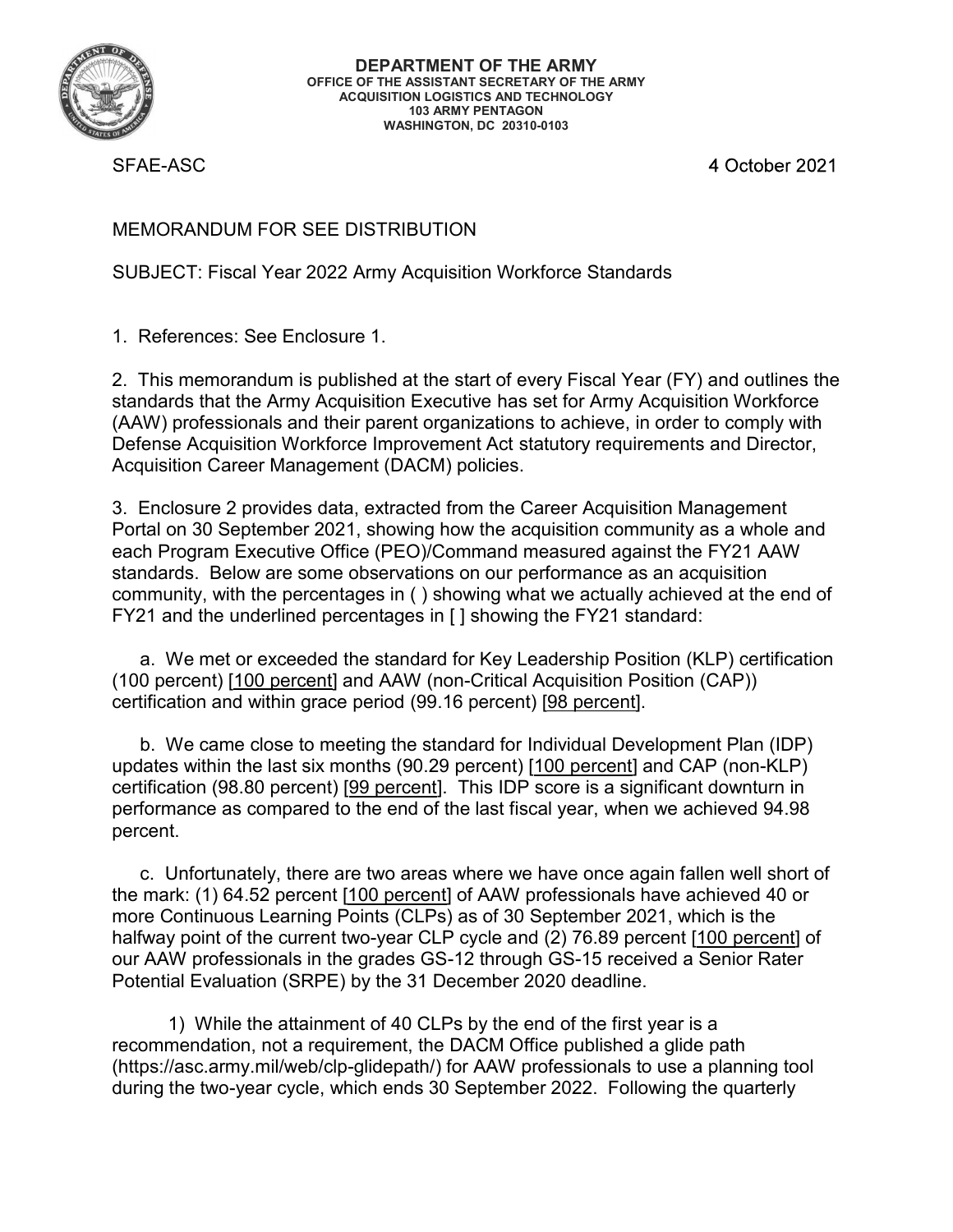**DEPARTMENT OF THE ARMY**
**OFFICE OF THE ASSISTANT SECRETARY OF THE ARMY**
**ACQUISITION LOGISTICS AND TECHNOLOGY**
**103 ARMY PENTAGON**
**WASHINGTON, DC 20310-0103**

SFAE-ASC 4 October 2021

MEMORANDUM FOR SEE DISTRIBUTION

SUBJECT: Fiscal Year 2022 Army Acquisition Workforce Standards

1. References: See Enclosure 1.

2. This memorandum is published at the start of every Fiscal Year (FY) and outlines the standards that the Army Acquisition Executive has set for Army Acquisition Workforce (AAW) professionals and their parent organizations to achieve, in order to comply with Defense Acquisition Workforce Improvement Act statutory requirements and Director, Acquisition Career Management (DACM) policies.

3. Enclosure 2 provides data, extracted from the Career Acquisition Management Portal on 30 September 2021, showing how the acquisition community as a whole and each Program Executive Office (PEO)/Command measured against the FY21 AAW standards. Below are some observations on our performance as an acquisition community, with the percentages in ( ) showing what we actually achieved at the end of FY21 and the underlined percentages in [ ] showing the FY21 standard:

a. We met or exceeded the standard for Key Leadership Position (KLP) certification (100 percent) [<u>100 percent</u>] and AAW (non-Critical Acquisition Position (CAP)) certification and within grace period (99.16 percent) [<u>98 percent</u>].

b. We came close to meeting the standard for Individual Development Plan (IDP) updates within the last six months (90.29 percent) [<u>100 percent</u>] and CAP (non-KLP) certification (98.80 percent) [<u>99 percent</u>]. This IDP score is a significant downturn in performance as compared to the end of the last fiscal year, when we achieved 94.98 percent.

c. Unfortunately, there are two areas where we have once again fallen well short of the mark: (1) 64.52 percent [<u>100 percent</u>] of AAW professionals have achieved 40 or more Continuous Learning Points (CLPs) as of 30 September 2021, which is the halfway point of the current two-year CLP cycle and (2) 76.89 percent [<u>100 percent</u>] of our AAW professionals in the grades GS-12 through GS-15 received a Senior Rater Potential Evaluation (SRPE) by the 31 December 2020 deadline.

1) While the attainment of 40 CLPs by the end of the first year is a recommendation, not a requirement, the DACM Office published a glide path (https://asc.army.mil/web/clp-glidepath/) for AAW professionals to use a planning tool during the two-year cycle, which ends 30 September 2022. Following the quarterly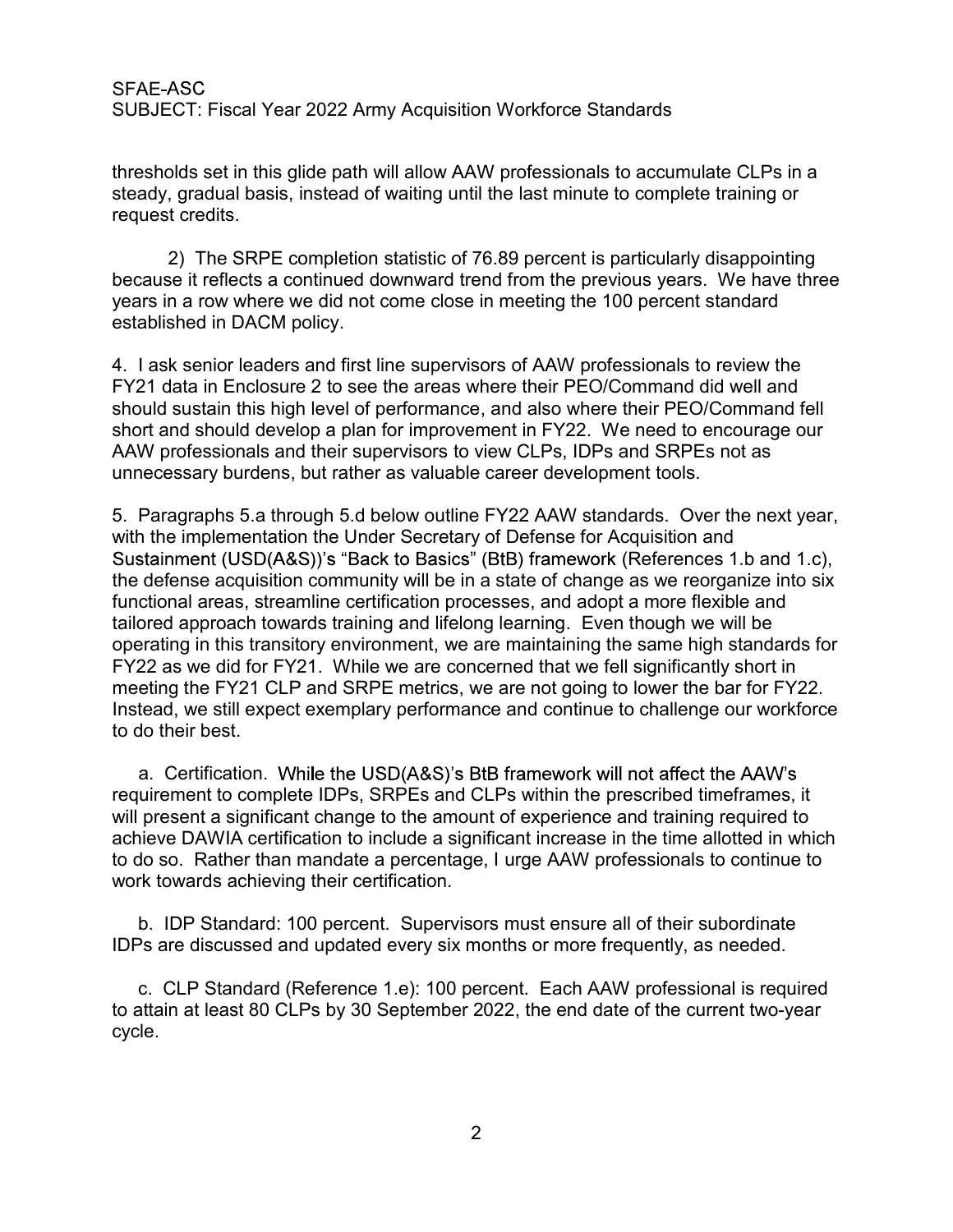thresholds set in this glide path will allow AAW professionals to accumulate CLPs in a steady, gradual basis, instead of waiting until the last minute to complete training or request credits.

2) The SRPE completion statistic of 76.89 percent is particularly disappointing because it reflects a continued downward trend from the previous years. We have three years in a row where we did not come close in meeting the 100 percent standard established in DACM policy.

4. I ask senior leaders and first line supervisors of AAW professionals to review the FY21 data in Enclosure 2 to see the areas where their PEO/Command did well and should sustain this high level of performance, and also where their PEO/Command fell short and should develop a plan for improvement in FY22. We need to encourage our AAW professionals and their supervisors to view CLPs, IDPs and SRPEs not as unnecessary burdens, but rather as valuable career development tools.

5. Paragraphs 5.a through 5.d below outline FY22 AAW standards. Over the next year, with the implementation the Under Secretary of Defense for Acquisition and Sustainment (USD(A&S))'s "Back to Basics" (BtB) framework (References 1.b and 1.c), the defense acquisition community will be in a state of change as we reorganize into six functional areas, streamline certification processes, and adopt a more flexible and tailored approach towards training and lifelong learning. Even though we will be operating in this transitory environment, we are maintaining the same high standards for FY22 as we did for FY21. While we are concerned that we fell significantly short in meeting the FY21 CLP and SRPE metrics, we are not going to lower the bar for FY22. Instead, we still expect exemplary performance and continue to challenge our workforce to do their best.

a. Certification. While the USD(A&S)'s BtB framework will not affect the AAW's requirement to complete IDPs, SRPEs and CLPs within the prescribed timeframes, it will present a significant change to the amount of experience and training required to achieve DAWIA certification to include a significant increase in the time allotted in which to do so. Rather than mandate a percentage, I urge AAW professionals to continue to work towards achieving their certification.

b. IDP Standard: 100 percent. Supervisors must ensure all of their subordinate IDPs are discussed and updated every six months or more frequently, as needed.

c. CLP Standard (Reference 1.e): 100 percent. Each AAW professional is required to attain at least 80 CLPs by 30 September 2022, the end date of the current two-year cycle.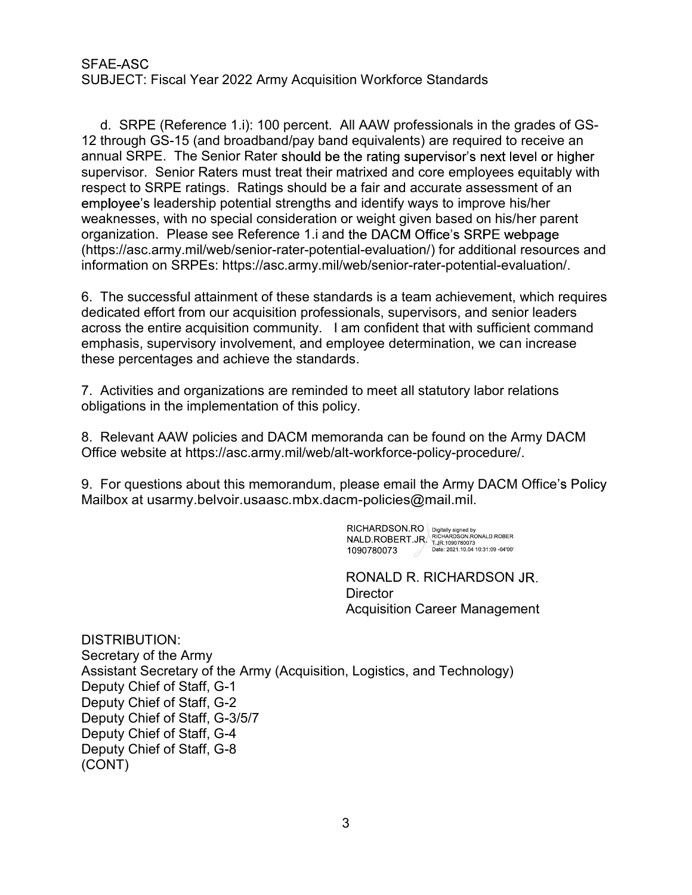d. SRPE (Reference 1.i): 100 percent. All AAW professionals in the grades of GS-12 through GS-15 (and broadband/pay band equivalents) are required to receive an annual SRPE. The Senior Rater should be the rating supervisor's next level or higher supervisor. Senior Raters must treat their matrixed and core employees equitably with respect to SRPE ratings. Ratings should be a fair and accurate assessment of an employee's leadership potential strengths and identify ways to improve his/her weaknesses, with no special consideration or weight given based on his/her parent organization. Please see Reference 1.i and the DACM Office's SRPE webpage (https://asc.army.mil/web/senior-rater-potential-evaluation/) for additional resources and information on SRPEs: https://asc.army.mil/web/senior-rater-potential-evaluation/.

6. The successful attainment of these standards is a team achievement, which requires dedicated effort from our acquisition professionals, supervisors, and senior leaders across the entire acquisition community. I am confident that with sufficient command emphasis, supervisory involvement, and employee determination, we can increase these percentages and achieve the standards.

7. Activities and organizations are reminded to meet all statutory labor relations obligations in the implementation of this policy.

8. Relevant AAW policies and DACM memoranda can be found on the Army DACM Office website at https://asc.army.mil/web/alt-workforce-policy-procedure/.

9. For questions about this memorandum, please email the Army DACM Office's Policy Mailbox at usarmy.belvoir.usaasc.mbx.dacm-policies@mail.mil.

RICHARDSON.RONALD.ROBERT.JR.1090780073 Digitally signed by RICHARDSON.RONALD.ROBERT.JR.1090780073 Date: 2021.10.04 10:31:09 -04'00'

RONALD R. RICHARDSON JR.
Director
Acquisition Career Management

DISTRIBUTION:
Secretary of the Army
Assistant Secretary of the Army (Acquisition, Logistics, and Technology)
Deputy Chief of Staff, G-1
Deputy Chief of Staff, G-2
Deputy Chief of Staff, G-3/5/7
Deputy Chief of Staff, G-4
Deputy Chief of Staff, G-8
(CONT)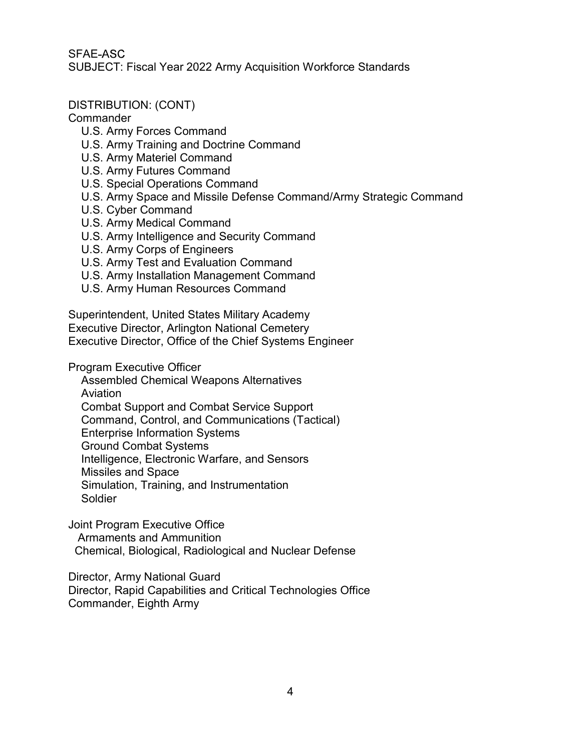SFAE-ASC
SUBJECT: Fiscal Year 2022 Army Acquisition Workforce Standards

DISTRIBUTION: (CONT)
Commander
- U.S. Army Forces Command
- U.S. Army Training and Doctrine Command
- U.S. Army Materiel Command
- U.S. Army Futures Command
- U.S. Special Operations Command
- U.S. Army Space and Missile Defense Command/Army Strategic Command
- U.S. Cyber Command
- U.S. Army Medical Command
- U.S. Army Intelligence and Security Command
- U.S. Army Corps of Engineers
- U.S. Army Test and Evaluation Command
- U.S. Army Installation Management Command
- U.S. Army Human Resources Command

Superintendent, United States Military Academy
Executive Director, Arlington National Cemetery
Executive Director, Office of the Chief Systems Engineer

Program Executive Officer
- Assembled Chemical Weapons Alternatives
- Aviation
- Combat Support and Combat Service Support
- Command, Control, and Communications (Tactical)
- Enterprise Information Systems
- Ground Combat Systems
- Intelligence, Electronic Warfare, and Sensors
- Missiles and Space
- Simulation, Training, and Instrumentation
- Soldier

Joint Program Executive Office
- Armaments and Ammunition
- Chemical, Biological, Radiological and Nuclear Defense

Director, Army National Guard
Director, Rapid Capabilities and Critical Technologies Office
Commander, Eighth Army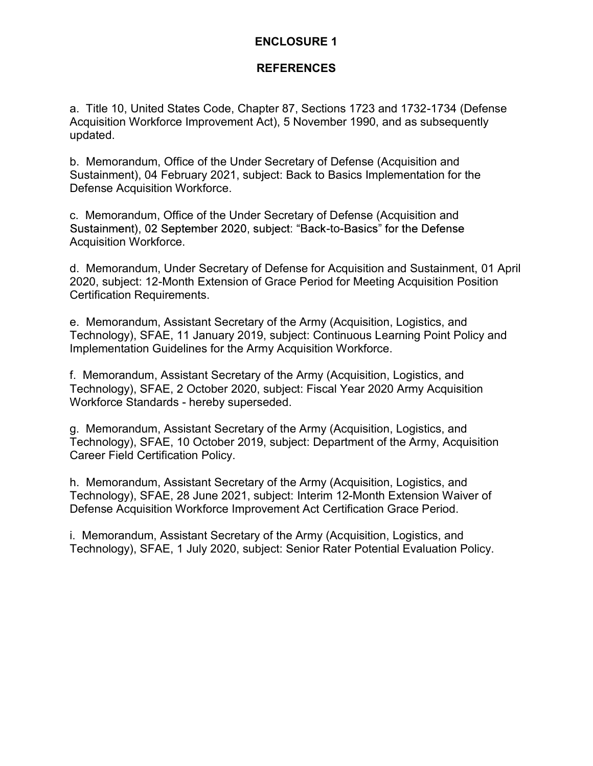## ENCLOSURE 1

## REFERENCES

a. Title 10, United States Code, Chapter 87, Sections 1723 and 1732-1734 (Defense Acquisition Workforce Improvement Act), 5 November 1990, and as subsequently updated.

b. Memorandum, Office of the Under Secretary of Defense (Acquisition and Sustainment), 04 February 2021, subject: Back to Basics Implementation for the Defense Acquisition Workforce.

c. Memorandum, Office of the Under Secretary of Defense (Acquisition and Sustainment), 02 September 2020, subject: "Back-to-Basics" for the Defense Acquisition Workforce.

d. Memorandum, Under Secretary of Defense for Acquisition and Sustainment, 01 April 2020, subject: 12-Month Extension of Grace Period for Meeting Acquisition Position Certification Requirements.

e. Memorandum, Assistant Secretary of the Army (Acquisition, Logistics, and Technology), SFAE, 11 January 2019, subject: Continuous Learning Point Policy and Implementation Guidelines for the Army Acquisition Workforce.

f. Memorandum, Assistant Secretary of the Army (Acquisition, Logistics, and Technology), SFAE, 2 October 2020, subject: Fiscal Year 2020 Army Acquisition Workforce Standards - hereby superseded.

g. Memorandum, Assistant Secretary of the Army (Acquisition, Logistics, and Technology), SFAE, 10 October 2019, subject: Department of the Army, Acquisition Career Field Certification Policy.

h. Memorandum, Assistant Secretary of the Army (Acquisition, Logistics, and Technology), SFAE, 28 June 2021, subject: Interim 12-Month Extension Waiver of Defense Acquisition Workforce Improvement Act Certification Grace Period.

i. Memorandum, Assistant Secretary of the Army (Acquisition, Logistics, and Technology), SFAE, 1 July 2020, subject: Senior Rater Potential Evaluation Policy.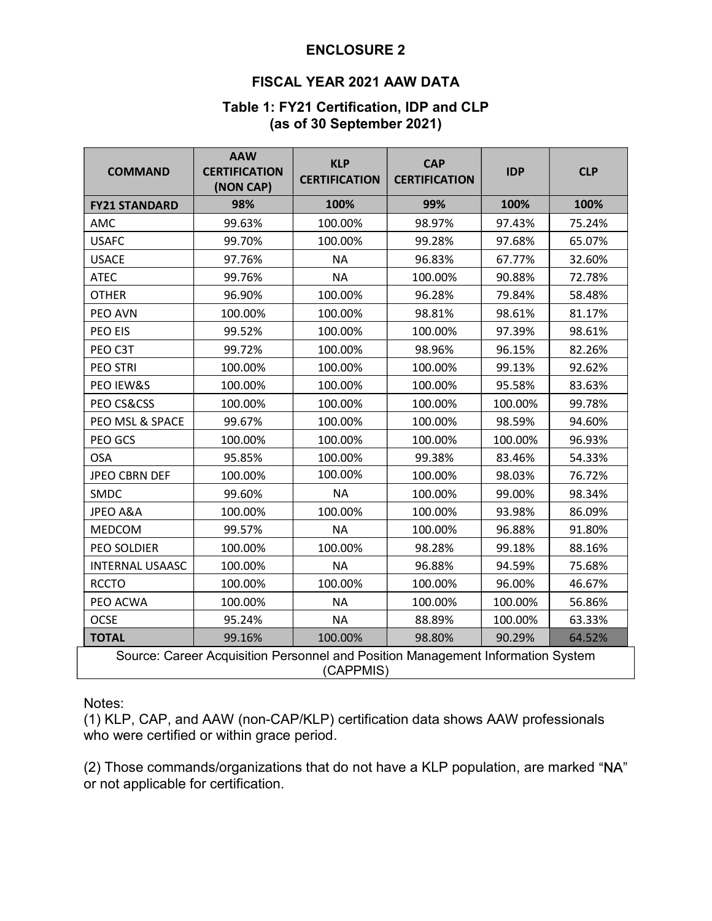# ENCLOSURE 2

## FISCAL YEAR 2021 AAW DATA

### Table 1: FY21 Certification, IDP and CLP (as of 30 September 2021)

| COMMAND | AAW CERTIFICATION (NON CAP) | KLP CERTIFICATION | CAP CERTIFICATION | IDP | CLP |
|---|---|---|---|---|---|
| **FY21 STANDARD** | **98%** | **100%** | **99%** | **100%** | **100%** |
| AMC | 99.63% | 100.00% | 98.97% | 97.43% | 75.24% |
| USAFC | 99.70% | 100.00% | 99.28% | 97.68% | 65.07% |
| USACE | 97.76% | NA | 96.83% | 67.77% | 32.60% |
| ATEC | 99.76% | NA | 100.00% | 90.88% | 72.78% |
| OTHER | 96.90% | 100.00% | 96.28% | 79.84% | 58.48% |
| PEO AVN | 100.00% | 100.00% | 98.81% | 98.61% | 81.17% |
| PEO EIS | 99.52% | 100.00% | 100.00% | 97.39% | 98.61% |
| PEO C3T | 99.72% | 100.00% | 98.96% | 96.15% | 82.26% |
| PEO STRI | 100.00% | 100.00% | 100.00% | 99.13% | 92.62% |
| PEO IEW&S | 100.00% | 100.00% | 100.00% | 95.58% | 83.63% |
| PEO CS&CSS | 100.00% | 100.00% | 100.00% | 100.00% | 99.78% |
| PEO MSL & SPACE | 99.67% | 100.00% | 100.00% | 98.59% | 94.60% |
| PEO GCS | 100.00% | 100.00% | 100.00% | 100.00% | 96.93% |
| OSA | 95.85% | 100.00% | 99.38% | 83.46% | 54.33% |
| JPEO CBRN DEF | 100.00% | 100.00% | 100.00% | 98.03% | 76.72% |
| SMDC | 99.60% | NA | 100.00% | 99.00% | 98.34% |
| JPEO A&A | 100.00% | 100.00% | 100.00% | 93.98% | 86.09% |
| MEDCOM | 99.57% | NA | 100.00% | 96.88% | 91.80% |
| PEO SOLDIER | 100.00% | 100.00% | 98.28% | 99.18% | 88.16% |
| INTERNAL USAASC | 100.00% | NA | 96.88% | 94.59% | 75.68% |
| RCCTO | 100.00% | 100.00% | 100.00% | 96.00% | 46.67% |
| PEO ACWA | 100.00% | NA | 100.00% | 100.00% | 56.86% |
| OCSE | 95.24% | NA | 88.89% | 100.00% | 63.33% |
| **TOTAL** | 99.16% | 100.00% | 98.80% | 90.29% | 64.52% |

Source: Career Acquisition Personnel and Position Management Information System (CAPPMIS)

Notes:

(1) KLP, CAP, and AAW (non-CAP/KLP) certification data shows AAW professionals who were certified or within grace period.

(2) Those commands/organizations that do not have a KLP population, are marked "NA" or not applicable for certification.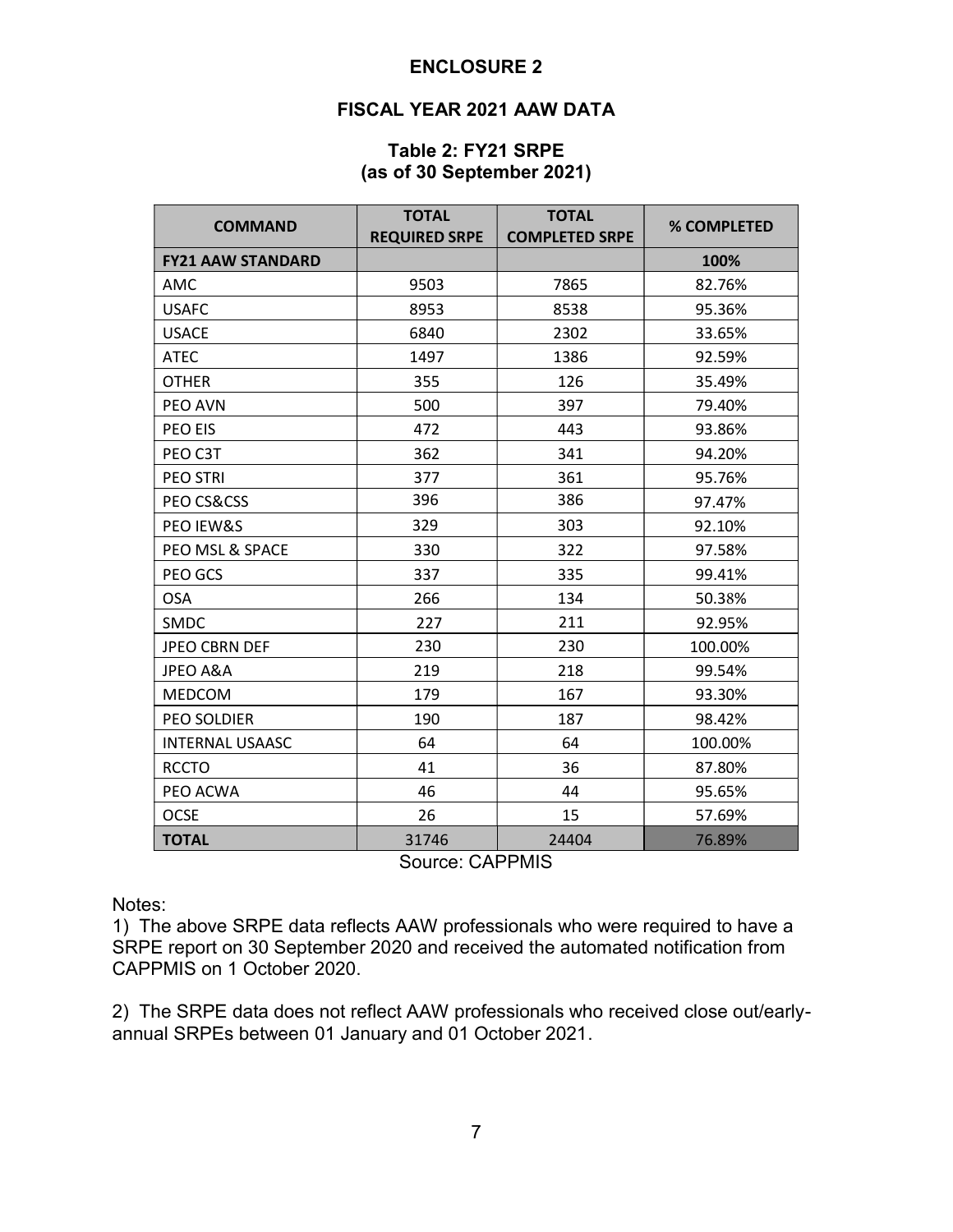# ENCLOSURE 2

## FISCAL YEAR 2021 AAW DATA

### Table 2: FY21 SRPE (as of 30 September 2021)

| COMMAND | TOTAL REQUIRED SRPE | TOTAL COMPLETED SRPE | % COMPLETED |
|---|---|---|---|
| **FY21 AAW STANDARD** | | | **100%** |
| AMC | 9503 | 7865 | 82.76% |
| USAFC | 8953 | 8538 | 95.36% |
| USACE | 6840 | 2302 | 33.65% |
| ATEC | 1497 | 1386 | 92.59% |
| OTHER | 355 | 126 | 35.49% |
| PEO AVN | 500 | 397 | 79.40% |
| PEO EIS | 472 | 443 | 93.86% |
| PEO C3T | 362 | 341 | 94.20% |
| PEO STRI | 377 | 361 | 95.76% |
| PEO CS&CSS | 396 | 386 | 97.47% |
| PEO IEW&S | 329 | 303 | 92.10% |
| PEO MSL & SPACE | 330 | 322 | 97.58% |
| PEO GCS | 337 | 335 | 99.41% |
| OSA | 266 | 134 | 50.38% |
| SMDC | 227 | 211 | 92.95% |
| JPEO CBRN DEF | 230 | 230 | 100.00% |
| JPEO A&A | 219 | 218 | 99.54% |
| MEDCOM | 179 | 167 | 93.30% |
| PEO SOLDIER | 190 | 187 | 98.42% |
| INTERNAL USAASC | 64 | 64 | 100.00% |
| RCCTO | 41 | 36 | 87.80% |
| PEO ACWA | 46 | 44 | 95.65% |
| OCSE | 26 | 15 | 57.69% |
| **TOTAL** | 31746 | 24404 | 76.89% |

Source: CAPPMIS

Notes:

1) The above SRPE data reflects AAW professionals who were required to have a SRPE report on 30 September 2020 and received the automated notification from CAPPMIS on 1 October 2020.

2) The SRPE data does not reflect AAW professionals who received close out/early-annual SRPEs between 01 January and 01 October 2021.